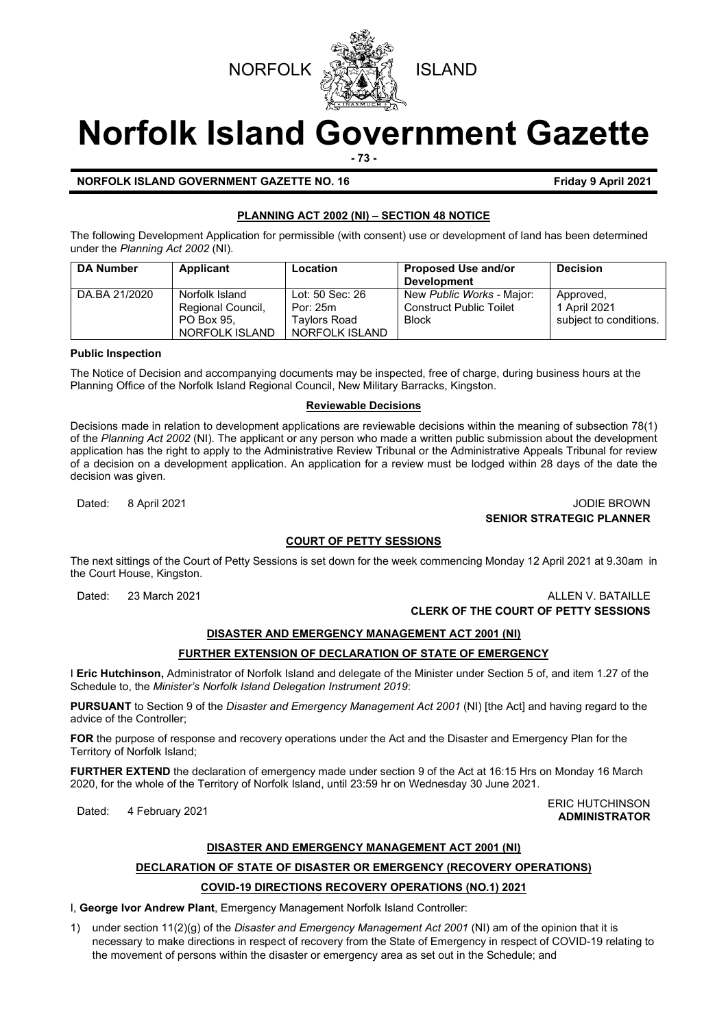NORFOLK ISLAND

# Norfolk Island Government Gazette

- 73 -

**NORFOLK ISLAND GOVERNMENT GAZETTE NO. 16** **Friday 9 April 2021**

## PLANNING ACT 2002 (NI) – SECTION 48 NOTICE

The following Development Application for permissible (with consent) use or development of land has been determined under the *Planning Act 2002* (NI).

| DA Number | Applicant | Location | Proposed Use and/or Development | Decision |
|---|---|---|---|---|
| DA.BA 21/2020 | Norfolk Island Regional Council, PO Box 95, NORFOLK ISLAND | Lot: 50 Sec: 26 Por: 25m Taylors Road NORFOLK ISLAND | New *Public Works* - Major: Construct Public Toilet Block | Approved, 1 April 2021 subject to conditions. |

**Public Inspection**

The Notice of Decision and accompanying documents may be inspected, free of charge, during business hours at the Planning Office of the Norfolk Island Regional Council, New Military Barracks, Kingston.

**Reviewable Decisions**

Decisions made in relation to development applications are reviewable decisions within the meaning of subsection 78(1) of the *Planning Act 2002* (NI). The applicant or any person who made a written public submission about the development application has the right to apply to the Administrative Review Tribunal or the Administrative Appeals Tribunal for review of a decision on a development application. An application for a review must be lodged within 28 days of the date the decision was given.

Dated: 8 April 2021

JODIE BROWN
**SENIOR STRATEGIC PLANNER**

## COURT OF PETTY SESSIONS

The next sittings of the Court of Petty Sessions is set down for the week commencing Monday 12 April 2021 at 9.30am in the Court House, Kingston.

Dated: 23 March 2021

ALLEN V. BATAILLE
**CLERK OF THE COURT OF PETTY SESSIONS**

## DISASTER AND EMERGENCY MANAGEMENT ACT 2001 (NI)

### FURTHER EXTENSION OF DECLARATION OF STATE OF EMERGENCY

I **Eric Hutchinson,** Administrator of Norfolk Island and delegate of the Minister under Section 5 of, and item 1.27 of the Schedule to, the *Minister's Norfolk Island Delegation Instrument 2019*:

**PURSUANT** to Section 9 of the *Disaster and Emergency Management Act 2001* (NI) [the Act] and having regard to the advice of the Controller;

**FOR** the purpose of response and recovery operations under the Act and the Disaster and Emergency Plan for the Territory of Norfolk Island;

**FURTHER EXTEND** the declaration of emergency made under section 9 of the Act at 16:15 Hrs on Monday 16 March 2020, for the whole of the Territory of Norfolk Island, until 23:59 hr on Wednesday 30 June 2021.

Dated: 4 February 2021

ERIC HUTCHINSON
**ADMINISTRATOR**

## DISASTER AND EMERGENCY MANAGEMENT ACT 2001 (NI)

### DECLARATION OF STATE OF DISASTER OR EMERGENCY (RECOVERY OPERATIONS)

### COVID-19 DIRECTIONS RECOVERY OPERATIONS (NO.1) 2021

I, **George Ivor Andrew Plant**, Emergency Management Norfolk Island Controller:

1) under section 11(2)(g) of the *Disaster and Emergency Management Act 2001* (NI) am of the opinion that it is necessary to make directions in respect of recovery from the State of Emergency in respect of COVID-19 relating to the movement of persons within the disaster or emergency area as set out in the Schedule; and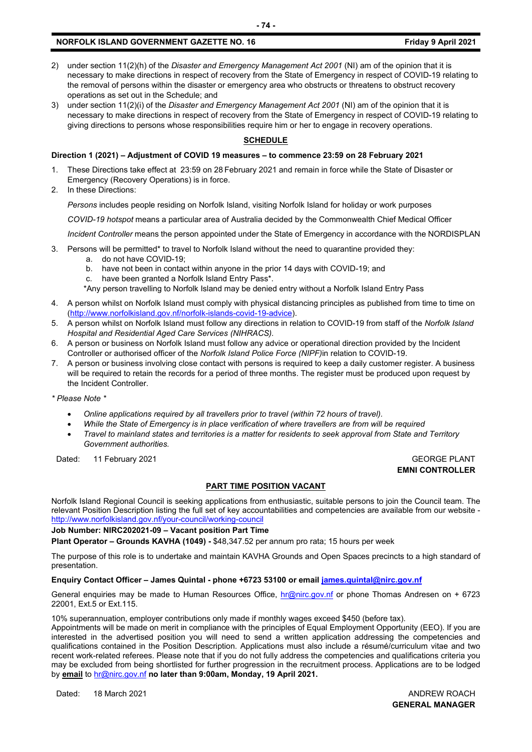2) under section 11(2)(h) of the *Disaster and Emergency Management Act 2001* (NI) am of the opinion that it is necessary to make directions in respect of recovery from the State of Emergency in respect of COVID-19 relating to the removal of persons within the disaster or emergency area who obstructs or threatens to obstruct recovery operations as set out in the Schedule; and
3) under section 11(2)(i) of the *Disaster and Emergency Management Act 2001* (NI) am of the opinion that it is necessary to make directions in respect of recovery from the State of Emergency in respect of COVID-19 relating to giving directions to persons whose responsibilities require him or her to engage in recovery operations.

## SCHEDULE

**Direction 1 (2021) – Adjustment of COVID 19 measures – to commence 23:59 on 28 February 2021**

1. These Directions take effect at 23:59 on 28 February 2021 and remain in force while the State of Disaster or Emergency (Recovery Operations) is in force.
2. In these Directions:

   *Persons* includes people residing on Norfolk Island, visiting Norfolk Island for holiday or work purposes

   *COVID-19 hotspot* means a particular area of Australia decided by the Commonwealth Chief Medical Officer

   *Incident Controller* means the person appointed under the State of Emergency in accordance with the NORDISPLAN

3. Persons will be permitted* to travel to Norfolk Island without the need to quarantine provided they:
   a. do not have COVID-19;
   b. have not been in contact within anyone in the prior 14 days with COVID-19; and
   c. have been granted a Norfolk Island Entry Pass*.

   *Any person travelling to Norfolk Island may be denied entry without a Norfolk Island Entry Pass

4. A person whilst on Norfolk Island must comply with physical distancing principles as published from time to time on (http://www.norfolkisland.gov.nf/norfolk-islands-covid-19-advice).
5. A person whilst on Norfolk Island must follow any directions in relation to COVID-19 from staff of the *Norfolk Island Hospital and Residential Aged Care Services (NIHRACS).*
6. A person or business on Norfolk Island must follow any advice or operational direction provided by the Incident Controller or authorised officer of the *Norfolk Island Police Force (NIPF)*in relation to COVID-19.
7. A person or business involving close contact with persons is required to keep a daily customer register. A business will be required to retain the records for a period of three months. The register must be produced upon request by the Incident Controller.

*\* Please Note \**

- *Online applications required by all travellers prior to travel (within 72 hours of travel).*
- *While the State of Emergency is in place verification of where travellers are from will be required*
- *Travel to mainland states and territories is a matter for residents to seek approval from State and Territory Government authorities.*

Dated: 11 February 2021

GEORGE PLANT
**EMNI CONTROLLER**

## PART TIME POSITION VACANT

Norfolk Island Regional Council is seeking applications from enthusiastic, suitable persons to join the Council team. The relevant Position Description listing the full set of key accountabilities and competencies are available from our website - http://www.norfolkisland.gov.nf/your-council/working-council

**Job Number: NIRC202021-09 – Vacant position Part Time**

**Plant Operator – Grounds KAVHA (1049) -** $48,347.52 per annum pro rata; 15 hours per week

The purpose of this role is to undertake and maintain KAVHA Grounds and Open Spaces precincts to a high standard of presentation.

**Enquiry Contact Officer – James Quintal - phone +6723 53100 or email james.quintal@nirc.gov.nf**

General enquiries may be made to Human Resources Office, hr@nirc.gov.nf or phone Thomas Andresen on + 6723 22001, Ext.5 or Ext.115.

10% superannuation, employer contributions only made if monthly wages exceed $450 (before tax).
Appointments will be made on merit in compliance with the principles of Equal Employment Opportunity (EEO). If you are interested in the advertised position you will need to send a written application addressing the competencies and qualifications contained in the Position Description. Applications must also include a résumé/curriculum vitae and two recent work-related referees. Please note that if you do not fully address the competencies and qualifications criteria you may be excluded from being shortlisted for further progression in the recruitment process. Applications are to be lodged by **email** to hr@nirc.gov.nf **no later than 9:00am, Monday, 19 April 2021.**

Dated: 18 March 2021

ANDREW ROACH
**GENERAL MANAGER**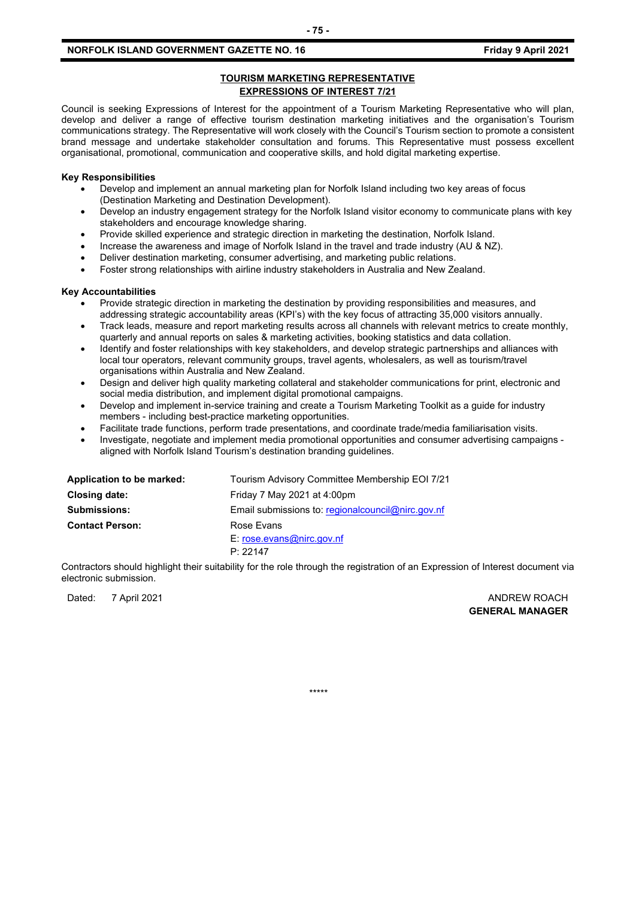## TOURISM MARKETING REPRESENTATIVE
## EXPRESSIONS OF INTEREST 7/21

Council is seeking Expressions of Interest for the appointment of a Tourism Marketing Representative who will plan, develop and deliver a range of effective tourism destination marketing initiatives and the organisation's Tourism communications strategy. The Representative will work closely with the Council's Tourism section to promote a consistent brand message and undertake stakeholder consultation and forums. This Representative must possess excellent organisational, promotional, communication and cooperative skills, and hold digital marketing expertise.

**Key Responsibilities**

- Develop and implement an annual marketing plan for Norfolk Island including two key areas of focus (Destination Marketing and Destination Development).
- Develop an industry engagement strategy for the Norfolk Island visitor economy to communicate plans with key stakeholders and encourage knowledge sharing.
- Provide skilled experience and strategic direction in marketing the destination, Norfolk Island.
- Increase the awareness and image of Norfolk Island in the travel and trade industry (AU & NZ).
- Deliver destination marketing, consumer advertising, and marketing public relations.
- Foster strong relationships with airline industry stakeholders in Australia and New Zealand.

**Key Accountabilities**

- Provide strategic direction in marketing the destination by providing responsibilities and measures, and addressing strategic accountability areas (KPI's) with the key focus of attracting 35,000 visitors annually.
- Track leads, measure and report marketing results across all channels with relevant metrics to create monthly, quarterly and annual reports on sales & marketing activities, booking statistics and data collation.
- Identify and foster relationships with key stakeholders, and develop strategic partnerships and alliances with local tour operators, relevant community groups, travel agents, wholesalers, as well as tourism/travel organisations within Australia and New Zealand.
- Design and deliver high quality marketing collateral and stakeholder communications for print, electronic and social media distribution, and implement digital promotional campaigns.
- Develop and implement in-service training and create a Tourism Marketing Toolkit as a guide for industry members - including best-practice marketing opportunities.
- Facilitate trade functions, perform trade presentations, and coordinate trade/media familiarisation visits.
- Investigate, negotiate and implement media promotional opportunities and consumer advertising campaigns - aligned with Norfolk Island Tourism's destination branding guidelines.

| | |
|---|---|
| **Application to be marked:** | Tourism Advisory Committee Membership EOI 7/21 |
| **Closing date:** | Friday 7 May 2021 at 4:00pm |
| **Submissions:** | Email submissions to: regionalcouncil@nirc.gov.nf |
| **Contact Person:** | Rose Evans<br>E: rose.evans@nirc.gov.nf<br>P: 22147 |

Contractors should highlight their suitability for the role through the registration of an Expression of Interest document via electronic submission.

Dated: 7 April 2021

ANDREW ROACH
**GENERAL MANAGER**

*****